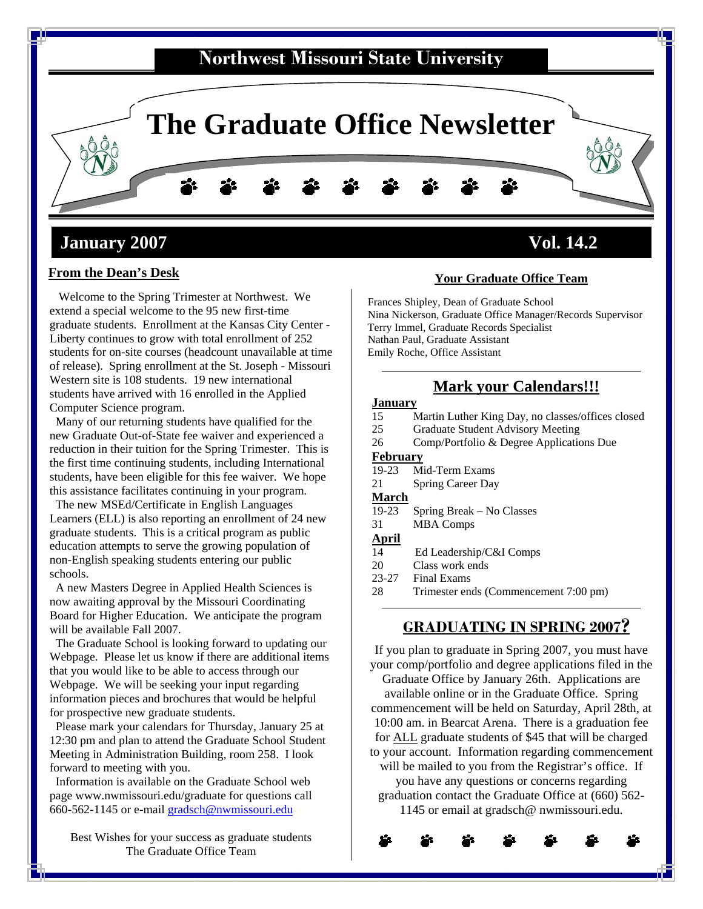Northwest Missouri State University

# The Graduate Office Newsletter

**January 2007** **Vol. 14.2**

## From the Dean's Desk

Welcome to the Spring Trimester at Northwest. We extend a special welcome to the 95 new first-time graduate students. Enrollment at the Kansas City Center - Liberty continues to grow with total enrollment of 252 students for on-site courses (headcount unavailable at time of release). Spring enrollment at the St. Joseph - Missouri Western site is 108 students. 19 new international students have arrived with 16 enrolled in the Applied Computer Science program.

Many of our returning students have qualified for the new Graduate Out-of-State fee waiver and experienced a reduction in their tuition for the Spring Trimester. This is the first time continuing students, including International students, have been eligible for this fee waiver. We hope this assistance facilitates continuing in your program.

The new MSEd/Certificate in English Languages Learners (ELL) is also reporting an enrollment of 24 new graduate students. This is a critical program as public education attempts to serve the growing population of non-English speaking students entering our public schools.

A new Masters Degree in Applied Health Sciences is now awaiting approval by the Missouri Coordinating Board for Higher Education. We anticipate the program will be available Fall 2007.

The Graduate School is looking forward to updating our Webpage. Please let us know if there are additional items that you would like to be able to access through our Webpage. We will be seeking your input regarding information pieces and brochures that would be helpful for prospective new graduate students.

Please mark your calendars for Thursday, January 25 at 12:30 pm and plan to attend the Graduate School Student Meeting in Administration Building, room 258. I look forward to meeting with you.

Information is available on the Graduate School web page www.nwmissouri.edu/graduate for questions call 660-562-1145 or e-mail gradsch@nwmissouri.edu

Best Wishes for your success as graduate students
The Graduate Office Team

## Your Graduate Office Team

Frances Shipley, Dean of Graduate School
Nina Nickerson, Graduate Office Manager/Records Supervisor
Terry Immel, Graduate Records Specialist
Nathan Paul, Graduate Assistant
Emily Roche, Office Assistant

## Mark your Calendars!!!

**January**

| | |
|---|---|
| 15 | Martin Luther King Day, no classes/offices closed |
| 25 | Graduate Student Advisory Meeting |
| 26 | Comp/Portfolio & Degree Applications Due |

**February**

| | |
|---|---|
| 19-23 | Mid-Term Exams |
| 21 | Spring Career Day |

**March**

| | |
|---|---|
| 19-23 | Spring Break – No Classes |
| 31 | MBA Comps |

**April**

| | |
|---|---|
| 14 | Ed Leadership/C&I Comps |
| 20 | Class work ends |
| 23-27 | Final Exams |
| 28 | Trimester ends (Commencement 7:00 pm) |

## GRADUATING IN SPRING 2007?

If you plan to graduate in Spring 2007, you must have your comp/portfolio and degree applications filed in the Graduate Office by January 26th. Applications are available online or in the Graduate Office. Spring commencement will be held on Saturday, April 28th, at 10:00 am. in Bearcat Arena. There is a graduation fee for ALL graduate students of $45 that will be charged to your account. Information regarding commencement will be mailed to you from the Registrar's office. If you have any questions or concerns regarding graduation contact the Graduate Office at (660) 562-1145 or email at gradsch@ nwmissouri.edu.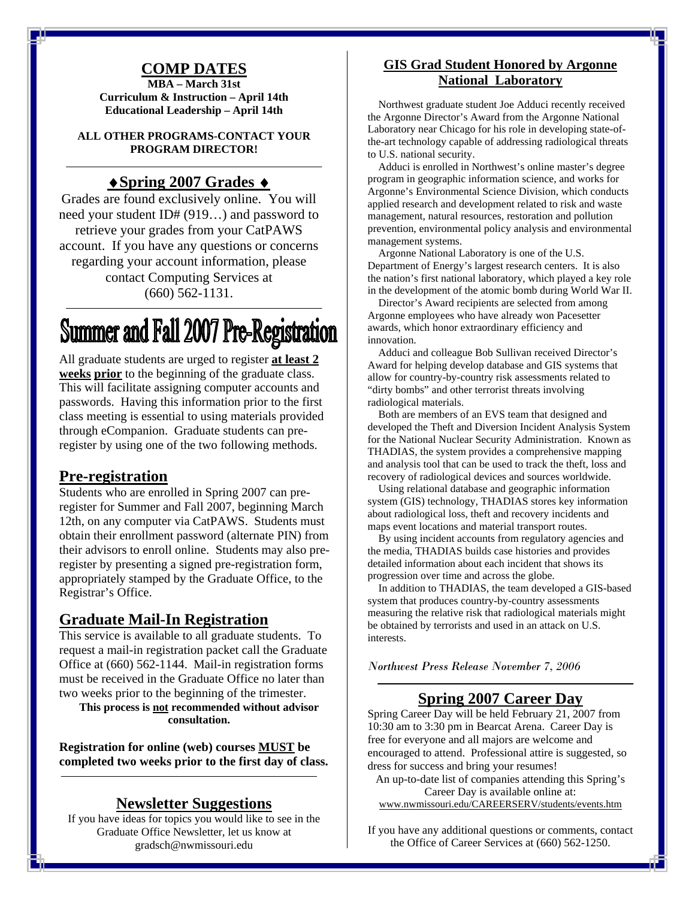## COMP DATES

**MBA – March 31st**
**Curriculum & Instruction – April 14th**
**Educational Leadership – April 14th**

**ALL OTHER PROGRAMS-CONTACT YOUR PROGRAM DIRECTOR!**

## ♦Spring 2007 Grades ♦

Grades are found exclusively online. You will need your student ID# (919…) and password to retrieve your grades from your CatPAWS account. If you have any questions or concerns regarding your account information, please contact Computing Services at (660) 562-1131.

# Summer and Fall 2007 Pre-Registration

All graduate students are urged to register **at least 2 weeks prior** to the beginning of the graduate class. This will facilitate assigning computer accounts and passwords. Having this information prior to the first class meeting is essential to using materials provided through eCompanion. Graduate students can pre-register by using one of the two following methods.

## Pre-registration

Students who are enrolled in Spring 2007 can pre-register for Summer and Fall 2007, beginning March 12th, on any computer via CatPAWS. Students must obtain their enrollment password (alternate PIN) from their advisors to enroll online. Students may also pre-register by presenting a signed pre-registration form, appropriately stamped by the Graduate Office, to the Registrar's Office.

## Graduate Mail-In Registration

This service is available to all graduate students. To request a mail-in registration packet call the Graduate Office at (660) 562-1144. Mail-in registration forms must be received in the Graduate Office no later than two weeks prior to the beginning of the trimester.

**This process is not recommended without advisor consultation.**

**Registration for online (web) courses MUST be completed two weeks prior to the first day of class.**

## Newsletter Suggestions

If you have ideas for topics you would like to see in the Graduate Office Newsletter, let us know at gradsch@nwmissouri.edu

## GIS Grad Student Honored by Argonne National Laboratory

Northwest graduate student Joe Adduci recently received the Argonne Director's Award from the Argonne National Laboratory near Chicago for his role in developing state-of-the-art technology capable of addressing radiological threats to U.S. national security.

Adduci is enrolled in Northwest's online master's degree program in geographic information science, and works for Argonne's Environmental Science Division, which conducts applied research and development related to risk and waste management, natural resources, restoration and pollution prevention, environmental policy analysis and environmental management systems.

Argonne National Laboratory is one of the U.S. Department of Energy's largest research centers. It is also the nation's first national laboratory, which played a key role in the development of the atomic bomb during World War II.

Director's Award recipients are selected from among Argonne employees who have already won Pacesetter awards, which honor extraordinary efficiency and innovation.

Adduci and colleague Bob Sullivan received Director's Award for helping develop database and GIS systems that allow for country-by-country risk assessments related to "dirty bombs" and other terrorist threats involving radiological materials.

Both are members of an EVS team that designed and developed the Theft and Diversion Incident Analysis System for the National Nuclear Security Administration. Known as THADIAS, the system provides a comprehensive mapping and analysis tool that can be used to track the theft, loss and recovery of radiological devices and sources worldwide.

Using relational database and geographic information system (GIS) technology, THADIAS stores key information about radiological loss, theft and recovery incidents and maps event locations and material transport routes.

By using incident accounts from regulatory agencies and the media, THADIAS builds case histories and provides detailed information about each incident that shows its progression over time and across the globe.

In addition to THADIAS, the team developed a GIS-based system that produces country-by-country assessments measuring the relative risk that radiological materials might be obtained by terrorists and used in an attack on U.S. interests.

*Northwest Press Release November 7, 2006*

## Spring 2007 Career Day

Spring Career Day will be held February 21, 2007 from 10:30 am to 3:30 pm in Bearcat Arena. Career Day is free for everyone and all majors are welcome and encouraged to attend. Professional attire is suggested, so dress for success and bring your resumes!

An up-to-date list of companies attending this Spring's Career Day is available online at: www.nwmissouri.edu/CAREERSERV/students/events.htm

If you have any additional questions or comments, contact the Office of Career Services at (660) 562-1250.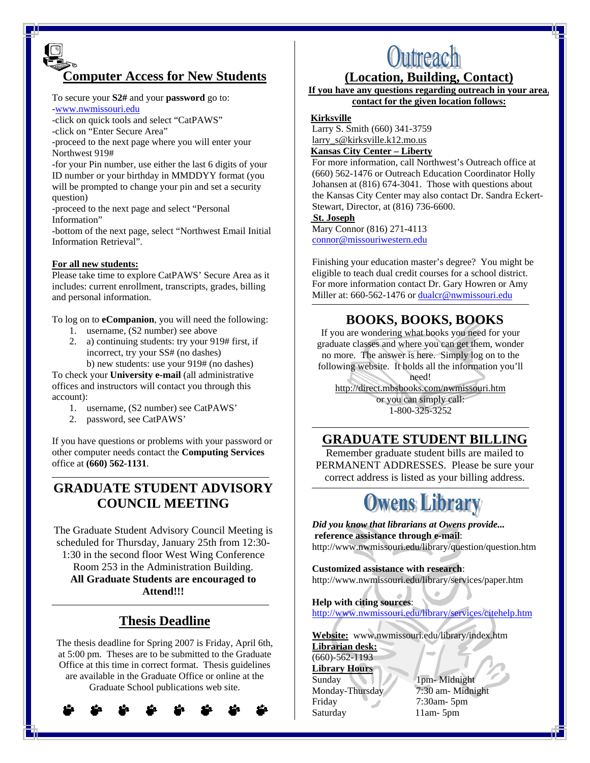## Computer Access for New Students

To secure your **S2#** and your **password** go to:
-www.nwmissouri.edu
-click on quick tools and select "CatPAWS"
-click on "Enter Secure Area"
-proceed to the next page where you will enter your Northwest 919#
-for your Pin number, use either the last 6 digits of your ID number or your birthday in MMDDYY format (you will be prompted to change your pin and set a security question)
-proceed to the next page and select "Personal Information"
-bottom of the next page, select "Northwest Email Initial Information Retrieval".

**For all new students:**

Please take time to explore CatPAWS' Secure Area as it includes: current enrollment, transcripts, grades, billing and personal information.

To log on to **eCompanion**, you will need the following:

1. username, (S2 number) see above
2. a) continuing students: try your 919# first, if incorrect, try your SS# (no dashes)
   b) new students: use your 919# (no dashes)

To check your **University e-mail** (all administrative offices and instructors will contact you through this account):

1. username, (S2 number) see CatPAWS'
2. password, see CatPAWS'

If you have questions or problems with your password or other computer needs contact the **Computing Services** office at **(660) 562-1131**.

## GRADUATE STUDENT ADVISORY COUNCIL MEETING

The Graduate Student Advisory Council Meeting is scheduled for Thursday, January 25th from 12:30-1:30 in the second floor West Wing Conference Room 253 in the Administration Building.
**All Graduate Students are encouraged to Attend!!!**

## Thesis Deadline

The thesis deadline for Spring 2007 is Friday, April 6th, at 5:00 pm. Theses are to be submitted to the Graduate Office at this time in correct format. Thesis guidelines are available in the Graduate Office or online at the Graduate School publications web site.

# Outreach

## (Location, Building, Contact)

**If you have any questions regarding outreach in your area, contact for the given location follows:**

**Kirksville**
Larry S. Smith (660) 341-3759
larry_s@kirksville.k12.mo.us

**Kansas City Center – Liberty**
For more information, call Northwest's Outreach office at (660) 562-1476 or Outreach Education Coordinator Holly Johansen at (816) 674-3041. Those with questions about the Kansas City Center may also contact Dr. Sandra Eckert-Stewart, Director, at (816) 736-6600.

**St. Joseph**
Mary Connor (816) 271-4113
connor@missouriwestern.edu

Finishing your education master's degree? You might be eligible to teach dual credit courses for a school district. For more information contact Dr. Gary Howren or Amy Miller at: 660-562-1476 or dualcr@nwmissouri.edu

## BOOKS, BOOKS, BOOKS

If you are wondering what books you need for your graduate classes and where you can get them, wonder no more. The answer is here. Simply log on to the following website. It holds all the information you'll need!
http://direct.mbsbooks.com/nwmissouri.htm
or you can simply call:
1-800-325-3252

## GRADUATE STUDENT BILLING

Remember graduate student bills are mailed to PERMANENT ADDRESSES. Please be sure your correct address is listed as your billing address.

# Owens Library

***Did you know that librarians at Owens provide...***
**reference assistance through e-mail**:
http://www.nwmissouri.edu/library/question/question.htm

**Customized assistance with research**:
http://www.nwmissouri.edu/library/services/paper.htm

**Help with citing sources**:
http://www.nwmissouri.edu/library/services/citehelp.htm

**Website:** www.nwmissouri.edu/library/index.htm
**Librarian desk:**
(660)-562-1193
**Library Hours**

| | |
|---|---|
| Sunday | 1pm- Midnight |
| Monday-Thursday | 7:30 am- Midnight |
| Friday | 7:30am- 5pm |
| Saturday | 11am- 5pm |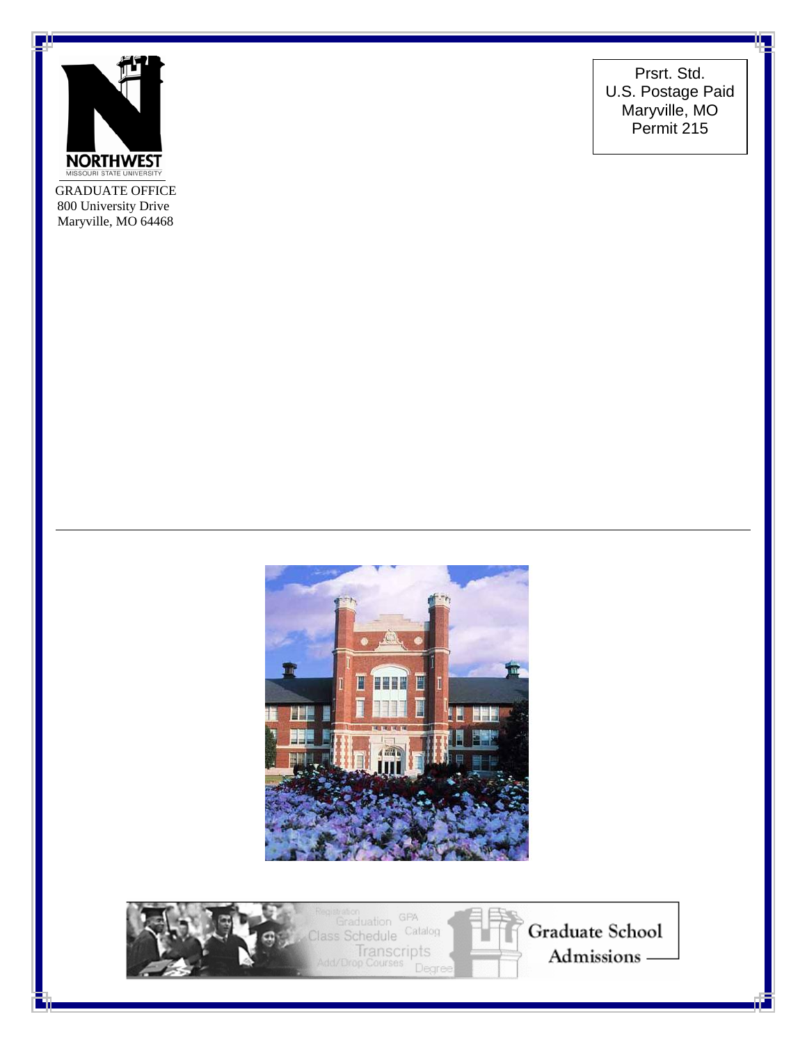NORTHWEST
MISSOURI STATE UNIVERSITY

GRADUATE OFFICE
800 University Drive
Maryville, MO 64468

Prsrt. Std.
U.S. Postage Paid
Maryville, MO
Permit 215

---

Graduate School
Admissions